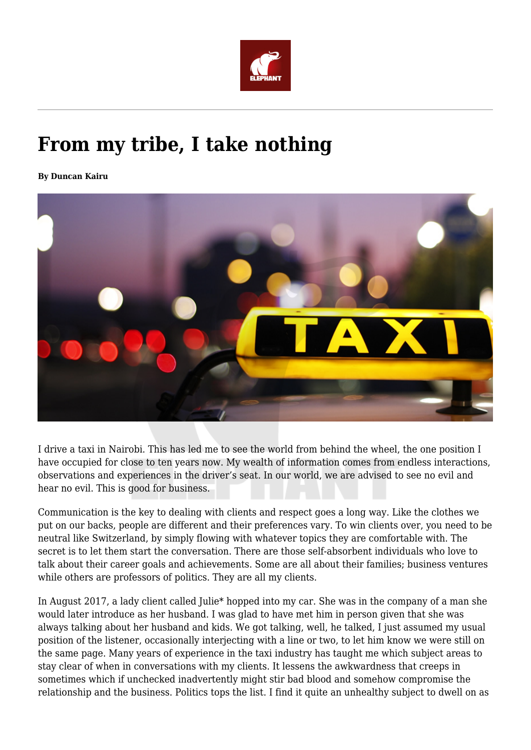# From my tribe, I take nothing

**By Duncan Kairu**

I drive a taxi in Nairobi. This has led me to see the world from behind the wheel, the one position I have occupied for close to ten years now. My wealth of information comes from endless interactions, observations and experiences in the driver's seat. In our world, we are advised to see no evil and hear no evil. This is good for business.

Communication is the key to dealing with clients and respect goes a long way. Like the clothes we put on our backs, people are different and their preferences vary. To win clients over, you need to be neutral like Switzerland, by simply flowing with whatever topics they are comfortable with. The secret is to let them start the conversation. There are those self-absorbent individuals who love to talk about their career goals and achievements. Some are all about their families; business ventures while others are professors of politics. They are all my clients.

In August 2017, a lady client called Julie* hopped into my car. She was in the company of a man she would later introduce as her husband. I was glad to have met him in person given that she was always talking about her husband and kids. We got talking, well, he talked, I just assumed my usual position of the listener, occasionally interjecting with a line or two, to let him know we were still on the same page. Many years of experience in the taxi industry has taught me which subject areas to stay clear of when in conversations with my clients. It lessens the awkwardness that creeps in sometimes which if unchecked inadvertently might stir bad blood and somehow compromise the relationship and the business. Politics tops the list. I find it quite an unhealthy subject to dwell on as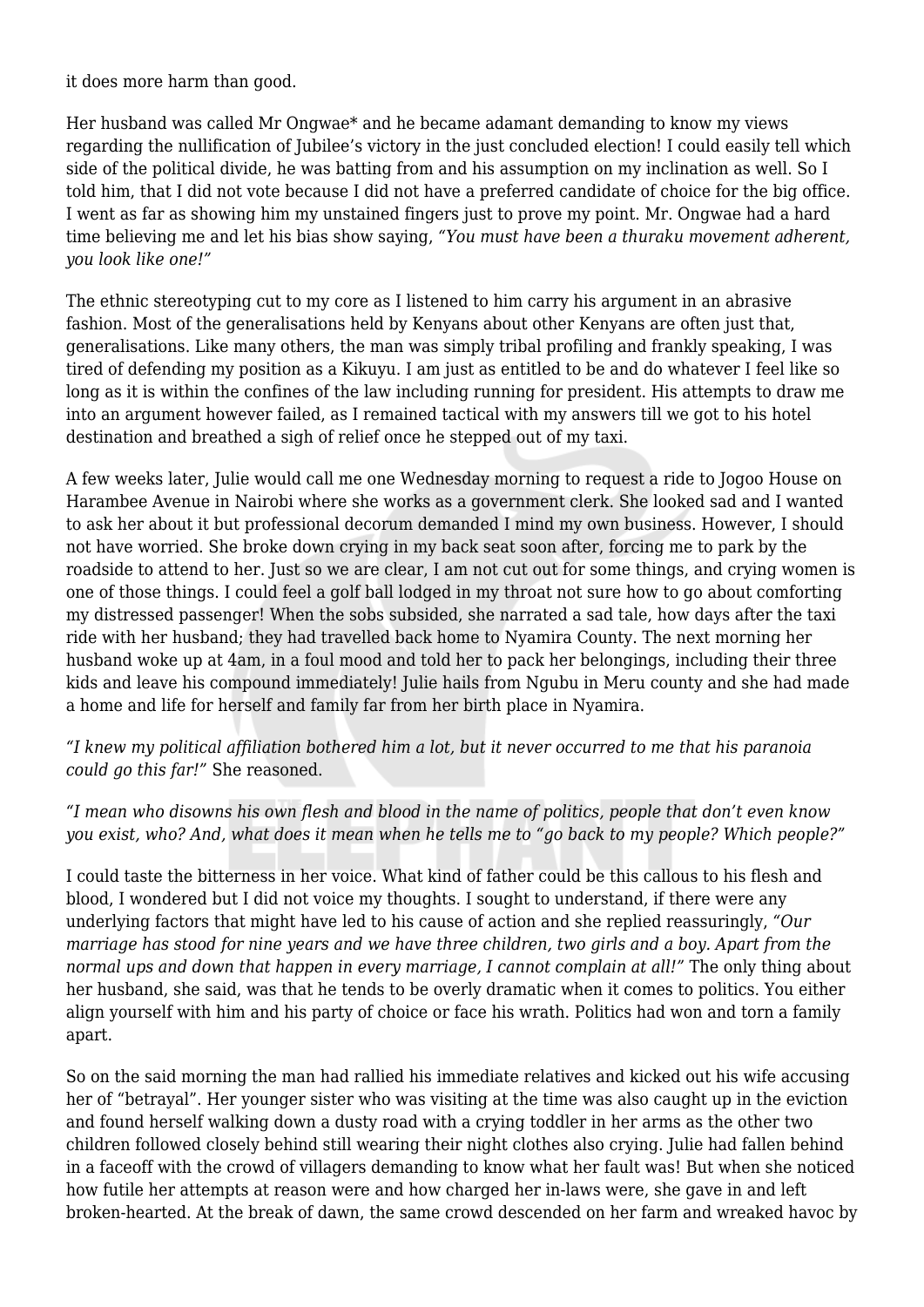it does more harm than good.

Her husband was called Mr Ongwae* and he became adamant demanding to know my views regarding the nullification of Jubilee's victory in the just concluded election! I could easily tell which side of the political divide, he was batting from and his assumption on my inclination as well. So I told him, that I did not vote because I did not have a preferred candidate of choice for the big office. I went as far as showing him my unstained fingers just to prove my point. Mr. Ongwae had a hard time believing me and let his bias show saying, *"You must have been a thuraku movement adherent, you look like one!"*

The ethnic stereotyping cut to my core as I listened to him carry his argument in an abrasive fashion. Most of the generalisations held by Kenyans about other Kenyans are often just that, generalisations. Like many others, the man was simply tribal profiling and frankly speaking, I was tired of defending my position as a Kikuyu. I am just as entitled to be and do whatever I feel like so long as it is within the confines of the law including running for president. His attempts to draw me into an argument however failed, as I remained tactical with my answers till we got to his hotel destination and breathed a sigh of relief once he stepped out of my taxi.

A few weeks later, Julie would call me one Wednesday morning to request a ride to Jogoo House on Harambee Avenue in Nairobi where she works as a government clerk. She looked sad and I wanted to ask her about it but professional decorum demanded I mind my own business. However, I should not have worried. She broke down crying in my back seat soon after, forcing me to park by the roadside to attend to her. Just so we are clear, I am not cut out for some things, and crying women is one of those things. I could feel a golf ball lodged in my throat not sure how to go about comforting my distressed passenger! When the sobs subsided, she narrated a sad tale, how days after the taxi ride with her husband; they had travelled back home to Nyamira County. The next morning her husband woke up at 4am, in a foul mood and told her to pack her belongings, including their three kids and leave his compound immediately! Julie hails from Ngubu in Meru county and she had made a home and life for herself and family far from her birth place in Nyamira.

*"I knew my political affiliation bothered him a lot, but it never occurred to me that his paranoia could go this far!"* She reasoned.

*"I mean who disowns his own flesh and blood in the name of politics, people that don't even know you exist, who? And, what does it mean when he tells me to "go back to my people? Which people?"*

I could taste the bitterness in her voice. What kind of father could be this callous to his flesh and blood, I wondered but I did not voice my thoughts. I sought to understand, if there were any underlying factors that might have led to his cause of action and she replied reassuringly, *"Our marriage has stood for nine years and we have three children, two girls and a boy. Apart from the normal ups and down that happen in every marriage, I cannot complain at all!"* The only thing about her husband, she said, was that he tends to be overly dramatic when it comes to politics. You either align yourself with him and his party of choice or face his wrath. Politics had won and torn a family apart.

So on the said morning the man had rallied his immediate relatives and kicked out his wife accusing her of "betrayal". Her younger sister who was visiting at the time was also caught up in the eviction and found herself walking down a dusty road with a crying toddler in her arms as the other two children followed closely behind still wearing their night clothes also crying. Julie had fallen behind in a faceoff with the crowd of villagers demanding to know what her fault was! But when she noticed how futile her attempts at reason were and how charged her in-laws were, she gave in and left broken-hearted. At the break of dawn, the same crowd descended on her farm and wreaked havoc by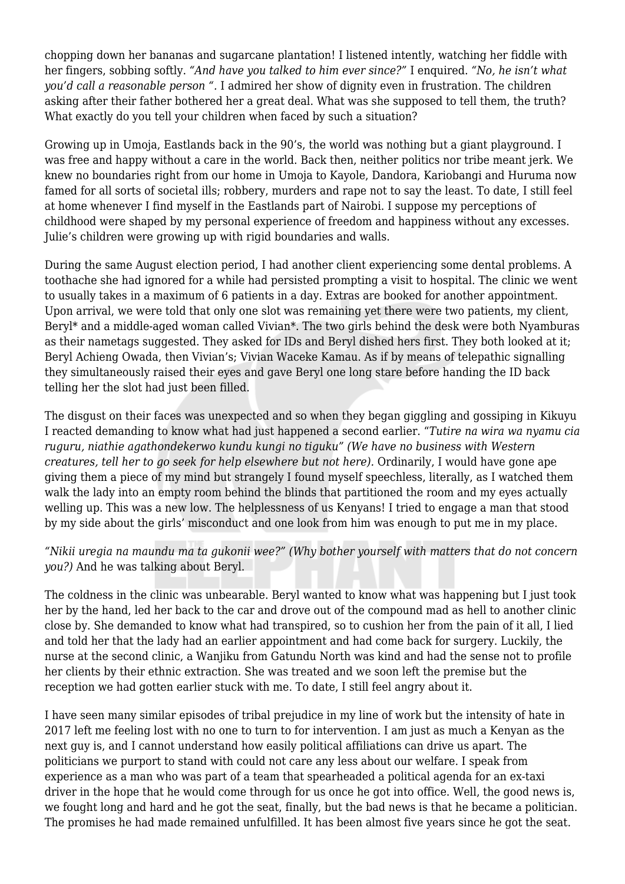chopping down her bananas and sugarcane plantation! I listened intently, watching her fiddle with her fingers, sobbing softly. *"And have you talked to him ever since?"* I enquired. *"No, he isn't what you'd call a reasonable person ".* I admired her show of dignity even in frustration. The children asking after their father bothered her a great deal. What was she supposed to tell them, the truth? What exactly do you tell your children when faced by such a situation?

Growing up in Umoja, Eastlands back in the 90's, the world was nothing but a giant playground. I was free and happy without a care in the world. Back then, neither politics nor tribe meant jerk. We knew no boundaries right from our home in Umoja to Kayole, Dandora, Kariobangi and Huruma now famed for all sorts of societal ills; robbery, murders and rape not to say the least. To date, I still feel at home whenever I find myself in the Eastlands part of Nairobi. I suppose my perceptions of childhood were shaped by my personal experience of freedom and happiness without any excesses. Julie's children were growing up with rigid boundaries and walls.

During the same August election period, I had another client experiencing some dental problems. A toothache she had ignored for a while had persisted prompting a visit to hospital. The clinic we went to usually takes in a maximum of 6 patients in a day. Extras are booked for another appointment. Upon arrival, we were told that only one slot was remaining yet there were two patients, my client, Beryl* and a middle-aged woman called Vivian*. The two girls behind the desk were both Nyamburas as their nametags suggested. They asked for IDs and Beryl dished hers first. They both looked at it; Beryl Achieng Owada, then Vivian's; Vivian Waceke Kamau. As if by means of telepathic signalling they simultaneously raised their eyes and gave Beryl one long stare before handing the ID back telling her the slot had just been filled.

The disgust on their faces was unexpected and so when they began giggling and gossiping in Kikuyu I reacted demanding to know what had just happened a second earlier. *"Tutire na wira wa nyamu cia ruguru, niathie agathondekerwo kundu kungi no tiguku" (We have no business with Western creatures, tell her to go seek for help elsewhere but not here).* Ordinarily, I would have gone ape giving them a piece of my mind but strangely I found myself speechless, literally, as I watched them walk the lady into an empty room behind the blinds that partitioned the room and my eyes actually welling up. This was a new low. The helplessness of us Kenyans! I tried to engage a man that stood by my side about the girls' misconduct and one look from him was enough to put me in my place.

*"Nikii uregia na maundu ma ta gukonii wee?" (Why bother yourself with matters that do not concern you?)* And he was talking about Beryl.

The coldness in the clinic was unbearable. Beryl wanted to know what was happening but I just took her by the hand, led her back to the car and drove out of the compound mad as hell to another clinic close by. She demanded to know what had transpired, so to cushion her from the pain of it all, I lied and told her that the lady had an earlier appointment and had come back for surgery. Luckily, the nurse at the second clinic, a Wanjiku from Gatundu North was kind and had the sense not to profile her clients by their ethnic extraction. She was treated and we soon left the premise but the reception we had gotten earlier stuck with me. To date, I still feel angry about it.

I have seen many similar episodes of tribal prejudice in my line of work but the intensity of hate in 2017 left me feeling lost with no one to turn to for intervention. I am just as much a Kenyan as the next guy is, and I cannot understand how easily political affiliations can drive us apart. The politicians we purport to stand with could not care any less about our welfare. I speak from experience as a man who was part of a team that spearheaded a political agenda for an ex-taxi driver in the hope that he would come through for us once he got into office. Well, the good news is, we fought long and hard and he got the seat, finally, but the bad news is that he became a politician. The promises he had made remained unfulfilled. It has been almost five years since he got the seat.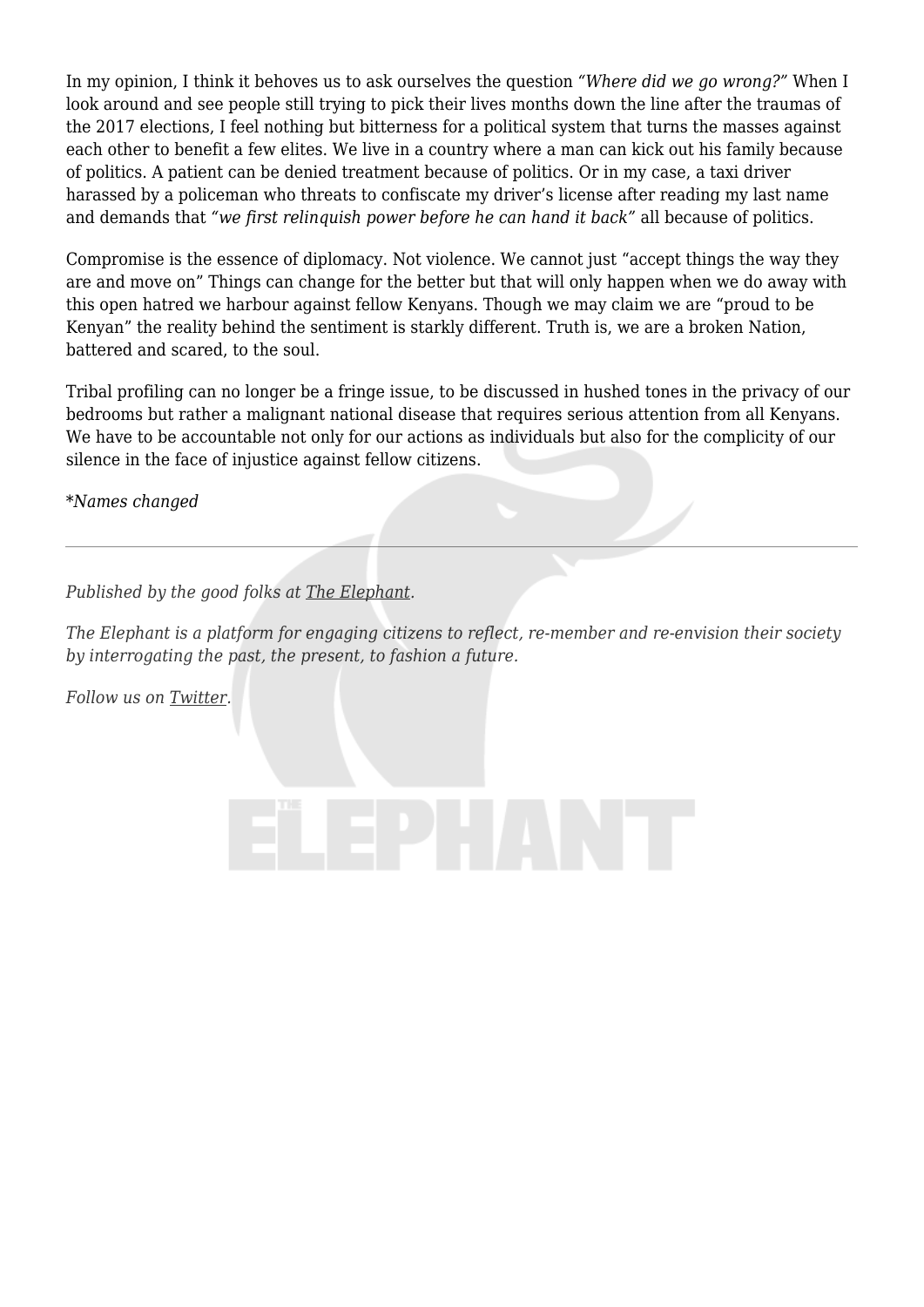In my opinion, I think it behoves us to ask ourselves the question *"Where did we go wrong?"* When I look around and see people still trying to pick their lives months down the line after the traumas of the 2017 elections, I feel nothing but bitterness for a political system that turns the masses against each other to benefit a few elites. We live in a country where a man can kick out his family because of politics. A patient can be denied treatment because of politics. Or in my case, a taxi driver harassed by a policeman who threats to confiscate my driver's license after reading my last name and demands that *"we first relinquish power before he can hand it back"* all because of politics.

Compromise is the essence of diplomacy. Not violence. We cannot just "accept things the way they are and move on" Things can change for the better but that will only happen when we do away with this open hatred we harbour against fellow Kenyans. Though we may claim we are "proud to be Kenyan" the reality behind the sentiment is starkly different. Truth is, we are a broken Nation, battered and scared, to the soul.

Tribal profiling can no longer be a fringe issue, to be discussed in hushed tones in the privacy of our bedrooms but rather a malignant national disease that requires serious attention from all Kenyans. We have to be accountable not only for our actions as individuals but also for the complicity of our silence in the face of injustice against fellow citizens.

*\*Names changed*

---

*Published by the good folks at The Elephant.*

*The Elephant is a platform for engaging citizens to reflect, re-member and re-envision their society by interrogating the past, the present, to fashion a future.*

*Follow us on Twitter.*